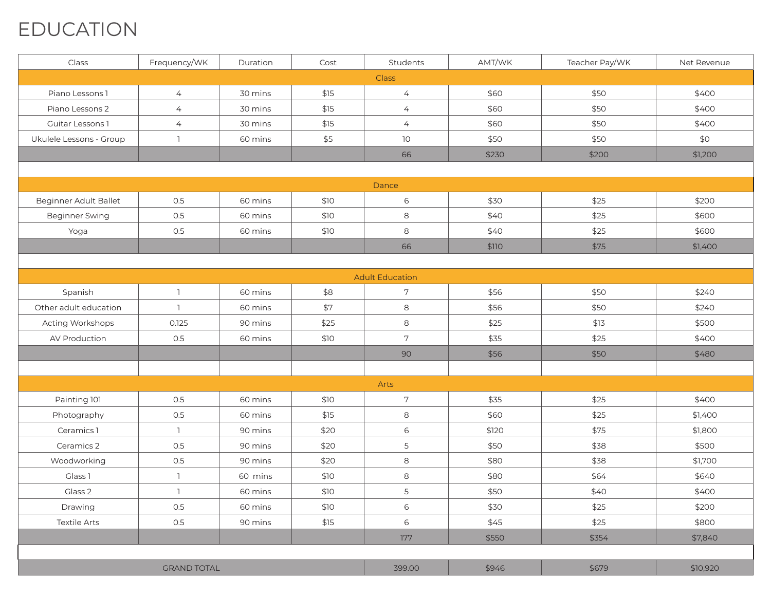# EDUCATION

| Class | Frequency/WK | Duration | Cost | Students | AMT/WK | Teacher Pay/WK | Net Revenue |
|---|---|---|---|---|---|---|---|
| Class | | | | | | | |
| Piano Lessons 1 | 4 | 30 mins | $15 | 4 | $60 | $50 | $400 |
| Piano Lessons 2 | 4 | 30 mins | $15 | 4 | $60 | $50 | $400 |
| Guitar Lessons 1 | 4 | 30 mins | $15 | 4 | $60 | $50 | $400 |
| Ukulele Lessons - Group | 1 | 60 mins | $5 | 10 | $50 | $50 | $0 |
| | | | | 66 | $230 | $200 | $1,200 |
| | | | | | | | |
| Dance | | | | | | | |
| Beginner Adult Ballet | 0.5 | 60 mins | $10 | 6 | $30 | $25 | $200 |
| Beginner Swing | 0.5 | 60 mins | $10 | 8 | $40 | $25 | $600 |
| Yoga | 0.5 | 60 mins | $10 | 8 | $40 | $25 | $600 |
| | | | | 66 | $110 | $75 | $1,400 |
| | | | | | | | |
| Adult Education | | | | | | | |
| Spanish | 1 | 60 mins | $8 | 7 | $56 | $50 | $240 |
| Other adult education | 1 | 60 mins | $7 | 8 | $56 | $50 | $240 |
| Acting Workshops | 0.125 | 90 mins | $25 | 8 | $25 | $13 | $500 |
| AV Production | 0.5 | 60 mins | $10 | 7 | $35 | $25 | $400 |
| | | | | 90 | $56 | $50 | $480 |
| | | | | | | | |
| Arts | | | | | | | |
| Painting 101 | 0.5 | 60 mins | $10 | 7 | $35 | $25 | $400 |
| Photography | 0.5 | 60 mins | $15 | 8 | $60 | $25 | $1,400 |
| Ceramics 1 | 1 | 90 mins | $20 | 6 | $120 | $75 | $1,800 |
| Ceramics 2 | 0.5 | 90 mins | $20 | 5 | $50 | $38 | $500 |
| Woodworking | 0.5 | 90 mins | $20 | 8 | $80 | $38 | $1,700 |
| Glass 1 | 1 | 60 mins | $10 | 8 | $80 | $64 | $640 |
| Glass 2 | 1 | 60 mins | $10 | 5 | $50 | $40 | $400 |
| Drawing | 0.5 | 60 mins | $10 | 6 | $30 | $25 | $200 |
| Textile Arts | 0.5 | 90 mins | $15 | 6 | $45 | $25 | $800 |
| | | | | 177 | $550 | $354 | $7,840 |
| | | | | | | | |
| GRAND TOTAL | | | | 399.00 | $946 | $679 | $10,920 |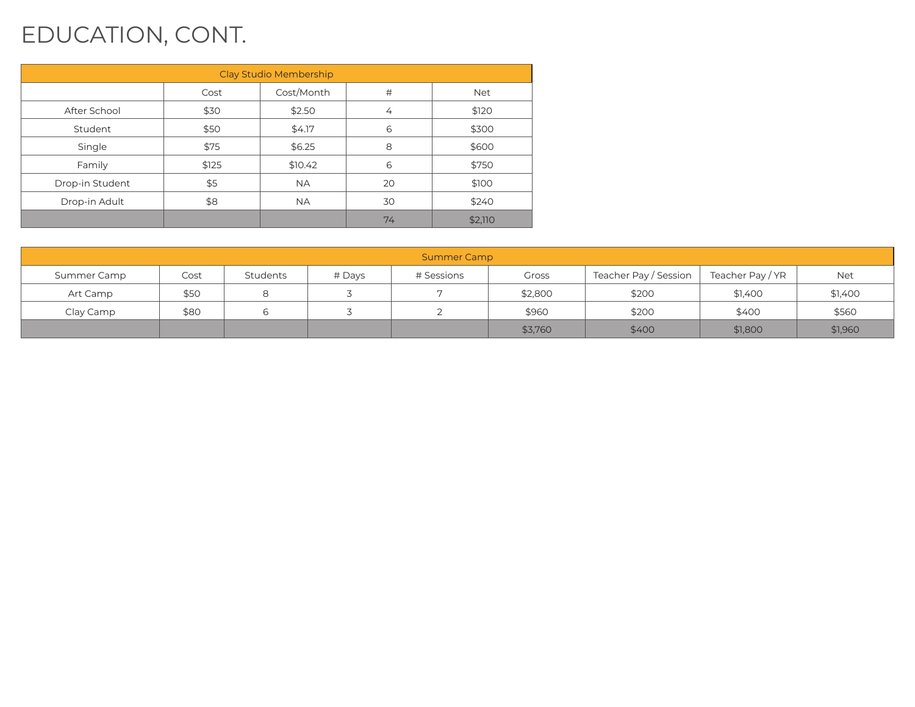# EDUCATION, CONT.

| Clay Studio Membership | | | | |
|---|---|---|---|---|
| | Cost | Cost/Month | # | Net |
| After School | $30 | $2.50 | 4 | $120 |
| Student | $50 | $4.17 | 6 | $300 |
| Single | $75 | $6.25 | 8 | $600 |
| Family | $125 | $10.42 | 6 | $750 |
| Drop-in Student | $5 | NA | 20 | $100 |
| Drop-in Adult | $8 | NA | 30 | $240 |
| | | | 74 | $2,110 |

| Summer Camp | | | | | | | | |
|---|---|---|---|---|---|---|---|---|
| Summer Camp | Cost | Students | # Days | # Sessions | Gross | Teacher Pay / Session | Teacher Pay / YR | Net |
| Art Camp | $50 | 8 | 3 | 7 | $2,800 | $200 | $1,400 | $1,400 |
| Clay Camp | $80 | 6 | 3 | 2 | $960 | $200 | $400 | $560 |
| | | | | | $3,760 | $400 | $1,800 | $1,960 |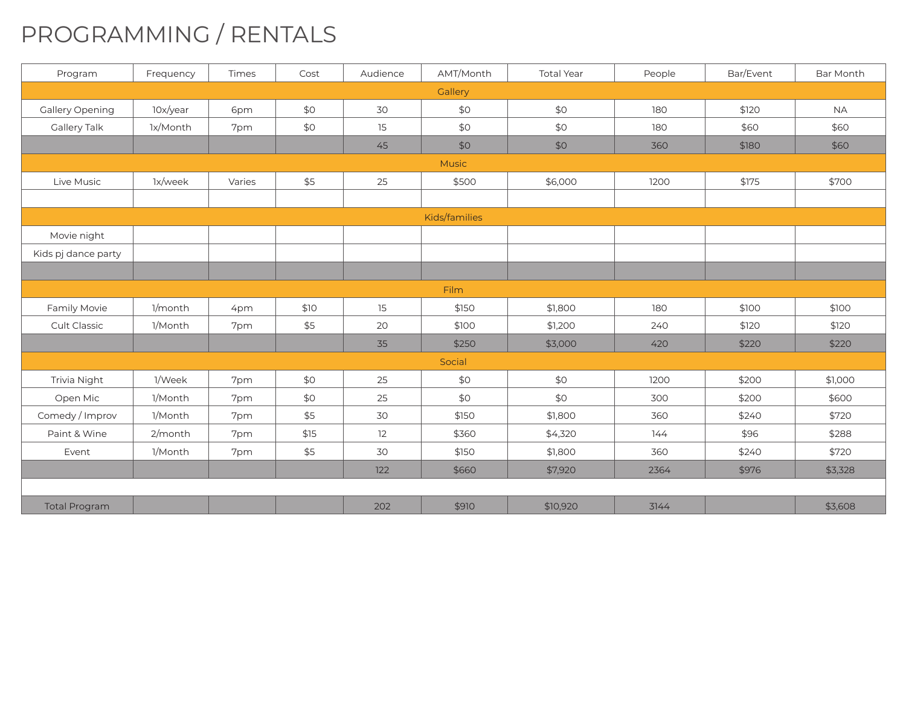# PROGRAMMING / RENTALS

| Program | Frequency | Times | Cost | Audience | AMT/Month | Total Year | People | Bar/Event | Bar Month |
|---|---|---|---|---|---|---|---|---|---|
| Gallery | | | | | | | | | |
| Gallery Opening | 10x/year | 6pm | $0 | 30 | $0 | $0 | 180 | $120 | NA |
| Gallery Talk | 1x/Month | 7pm | $0 | 15 | $0 | $0 | 180 | $60 | $60 |
| | | | | 45 | $0 | $0 | 360 | $180 | $60 |
| Music | | | | | | | | | |
| Live Music | 1x/week | Varies | $5 | 25 | $500 | $6,000 | 1200 | $175 | $700 |
| | | | | | | | | | |
| Kids/families | | | | | | | | | |
| Movie night | | | | | | | | | |
| Kids pj dance party | | | | | | | | | |
| | | | | | | | | | |
| Film | | | | | | | | | |
| Family Movie | 1/month | 4pm | $10 | 15 | $150 | $1,800 | 180 | $100 | $100 |
| Cult Classic | 1/Month | 7pm | $5 | 20 | $100 | $1,200 | 240 | $120 | $120 |
| | | | | 35 | $250 | $3,000 | 420 | $220 | $220 |
| Social | | | | | | | | | |
| Trivia Night | 1/Week | 7pm | $0 | 25 | $0 | $0 | 1200 | $200 | $1,000 |
| Open Mic | 1/Month | 7pm | $0 | 25 | $0 | $0 | 300 | $200 | $600 |
| Comedy / Improv | 1/Month | 7pm | $5 | 30 | $150 | $1,800 | 360 | $240 | $720 |
| Paint & Wine | 2/month | 7pm | $15 | 12 | $360 | $4,320 | 144 | $96 | $288 |
| Event | 1/Month | 7pm | $5 | 30 | $150 | $1,800 | 360 | $240 | $720 |
| | | | | 122 | $660 | $7,920 | 2364 | $976 | $3,328 |
| | | | | | | | | | |
| Total Program | | | | 202 | $910 | $10,920 | 3144 | | $3,608 |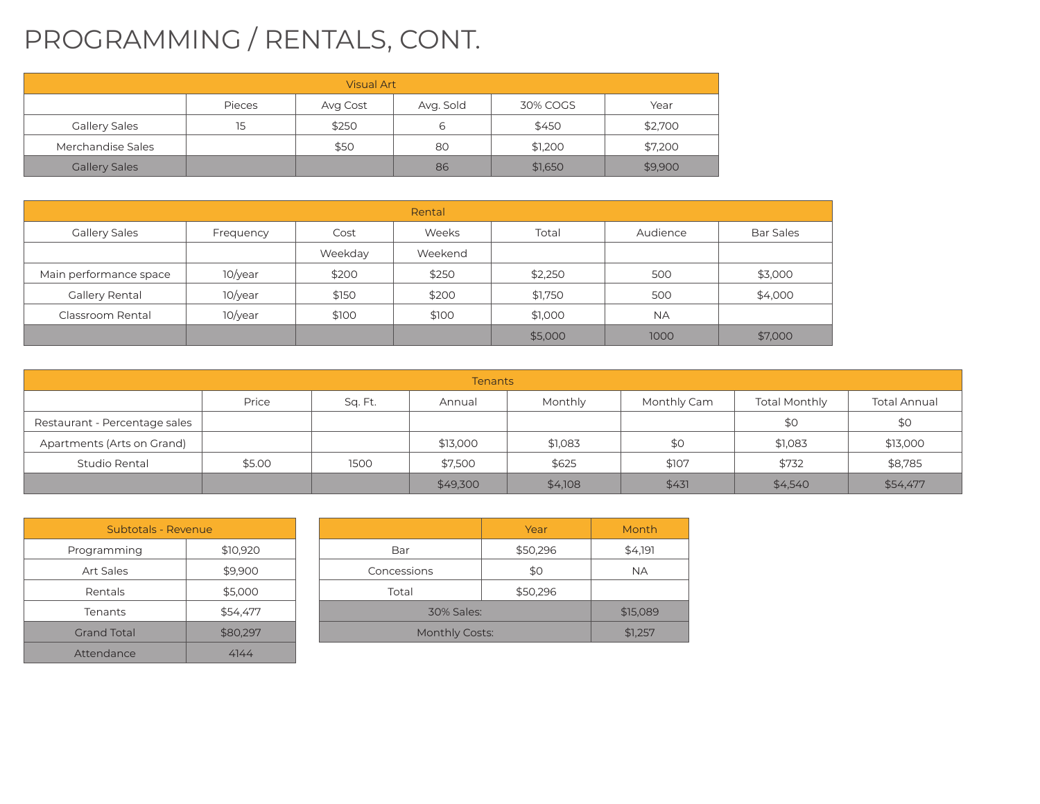# PROGRAMMING / RENTALS, CONT.

| Visual Art | | | | | |
|---|---|---|---|---|---|
| | Pieces | Avg Cost | Avg. Sold | 30% COGS | Year |
| Gallery Sales | 15 | $250 | 6 | $450 | $2,700 |
| Merchandise Sales | | $50 | 80 | $1,200 | $7,200 |
| Gallery Sales | | | 86 | $1,650 | $9,900 |

| Rental | | | | | | |
|---|---|---|---|---|---|---|
| Gallery Sales | Frequency | Cost | Weeks | Total | Audience | Bar Sales |
| | | Weekday | Weekend | | | |
| Main performance space | 10/year | $200 | $250 | $2,250 | 500 | $3,000 |
| Gallery Rental | 10/year | $150 | $200 | $1,750 | 500 | $4,000 |
| Classroom Rental | 10/year | $100 | $100 | $1,000 | NA | |
| | | | | $5,000 | 1000 | $7,000 |

| Tenants | | | | | | | |
|---|---|---|---|---|---|---|---|
| | Price | Sq. Ft. | Annual | Monthly | Monthly Cam | Total Monthly | Total Annual |
| Restaurant - Percentage sales | | | | | | $0 | $0 |
| Apartments (Arts on Grand) | | | $13,000 | $1,083 | $0 | $1,083 | $13,000 |
| Studio Rental | $5.00 | 1500 | $7,500 | $625 | $107 | $732 | $8,785 |
| | | | $49,300 | $4,108 | $431 | $4,540 | $54,477 |

| Subtotals - Revenue | |
|---|---|
| Programming | $10,920 |
| Art Sales | $9,900 |
| Rentals | $5,000 |
| Tenants | $54,477 |
| Grand Total | $80,297 |
| Attendance | 4144 |

| | Year | Month |
|---|---|---|
| Bar | $50,296 | $4,191 |
| Concessions | $0 | NA |
| Total | $50,296 | |
| 30% Sales: | | $15,089 |
| Monthly Costs: | | $1,257 |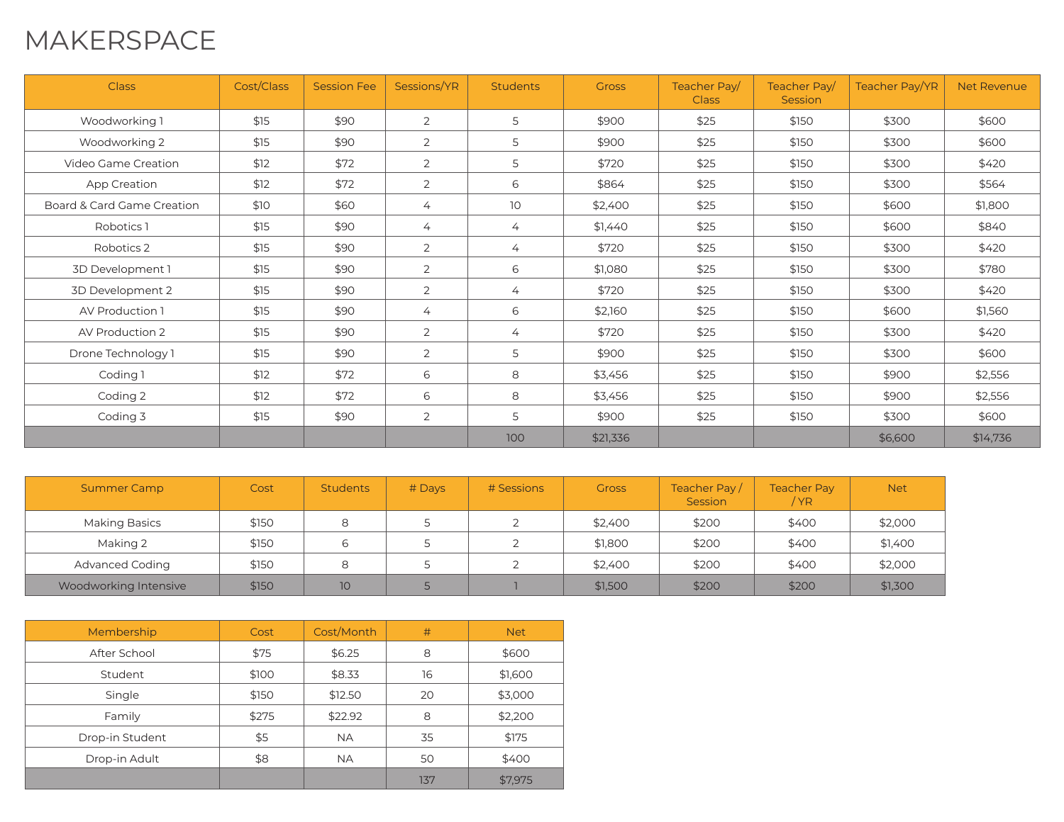# MAKERSPACE

| Class | Cost/Class | Session Fee | Sessions/YR | Students | Gross | Teacher Pay/ Class | Teacher Pay/ Session | Teacher Pay/YR | Net Revenue |
|---|---|---|---|---|---|---|---|---|---|
| Woodworking 1 | $15 | $90 | 2 | 5 | $900 | $25 | $150 | $300 | $600 |
| Woodworking 2 | $15 | $90 | 2 | 5 | $900 | $25 | $150 | $300 | $600 |
| Video Game Creation | $12 | $72 | 2 | 5 | $720 | $25 | $150 | $300 | $420 |
| App Creation | $12 | $72 | 2 | 6 | $864 | $25 | $150 | $300 | $564 |
| Board & Card Game Creation | $10 | $60 | 4 | 10 | $2,400 | $25 | $150 | $600 | $1,800 |
| Robotics 1 | $15 | $90 | 4 | 4 | $1,440 | $25 | $150 | $600 | $840 |
| Robotics 2 | $15 | $90 | 2 | 4 | $720 | $25 | $150 | $300 | $420 |
| 3D Development 1 | $15 | $90 | 2 | 6 | $1,080 | $25 | $150 | $300 | $780 |
| 3D Development 2 | $15 | $90 | 2 | 4 | $720 | $25 | $150 | $300 | $420 |
| AV Production 1 | $15 | $90 | 4 | 6 | $2,160 | $25 | $150 | $600 | $1,560 |
| AV Production 2 | $15 | $90 | 2 | 4 | $720 | $25 | $150 | $300 | $420 |
| Drone Technology 1 | $15 | $90 | 2 | 5 | $900 | $25 | $150 | $300 | $600 |
| Coding 1 | $12 | $72 | 6 | 8 | $3,456 | $25 | $150 | $900 | $2,556 |
| Coding 2 | $12 | $72 | 6 | 8 | $3,456 | $25 | $150 | $900 | $2,556 |
| Coding 3 | $15 | $90 | 2 | 5 | $900 | $25 | $150 | $300 | $600 |
| | | | | 100 | $21,336 | | | $6,600 | $14,736 |

| Summer Camp | Cost | Students | # Days | # Sessions | Gross | Teacher Pay / Session | Teacher Pay / YR | Net |
|---|---|---|---|---|---|---|---|---|
| Making Basics | $150 | 8 | 5 | 2 | $2,400 | $200 | $400 | $2,000 |
| Making 2 | $150 | 6 | 5 | 2 | $1,800 | $200 | $400 | $1,400 |
| Advanced Coding | $150 | 8 | 5 | 2 | $2,400 | $200 | $400 | $2,000 |
| Woodworking Intensive | $150 | 10 | 5 | 1 | $1,500 | $200 | $200 | $1,300 |

| Membership | Cost | Cost/Month | # | Net |
|---|---|---|---|---|
| After School | $75 | $6.25 | 8 | $600 |
| Student | $100 | $8.33 | 16 | $1,600 |
| Single | $150 | $12.50 | 20 | $3,000 |
| Family | $275 | $22.92 | 8 | $2,200 |
| Drop-in Student | $5 | NA | 35 | $175 |
| Drop-in Adult | $8 | NA | 50 | $400 |
| | | | 137 | $7,975 |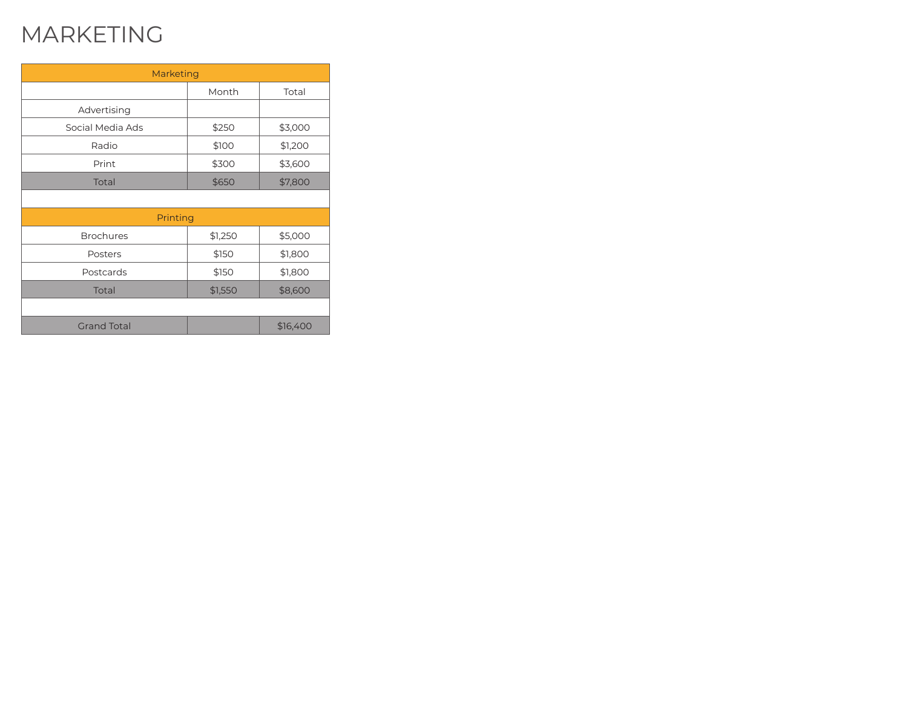# MARKETING

| Marketing | | |
|---|---|---|
| | Month | Total |
| Advertising | | |
| Social Media Ads | $250 | $3,000 |
| Radio | $100 | $1,200 |
| Print | $300 | $3,600 |
| Total | $650 | $7,800 |
| | | |
| Printing | | |
| Brochures | $1,250 | $5,000 |
| Posters | $150 | $1,800 |
| Postcards | $150 | $1,800 |
| Total | $1,550 | $8,600 |
| | | |
| Grand Total | | $16,400 |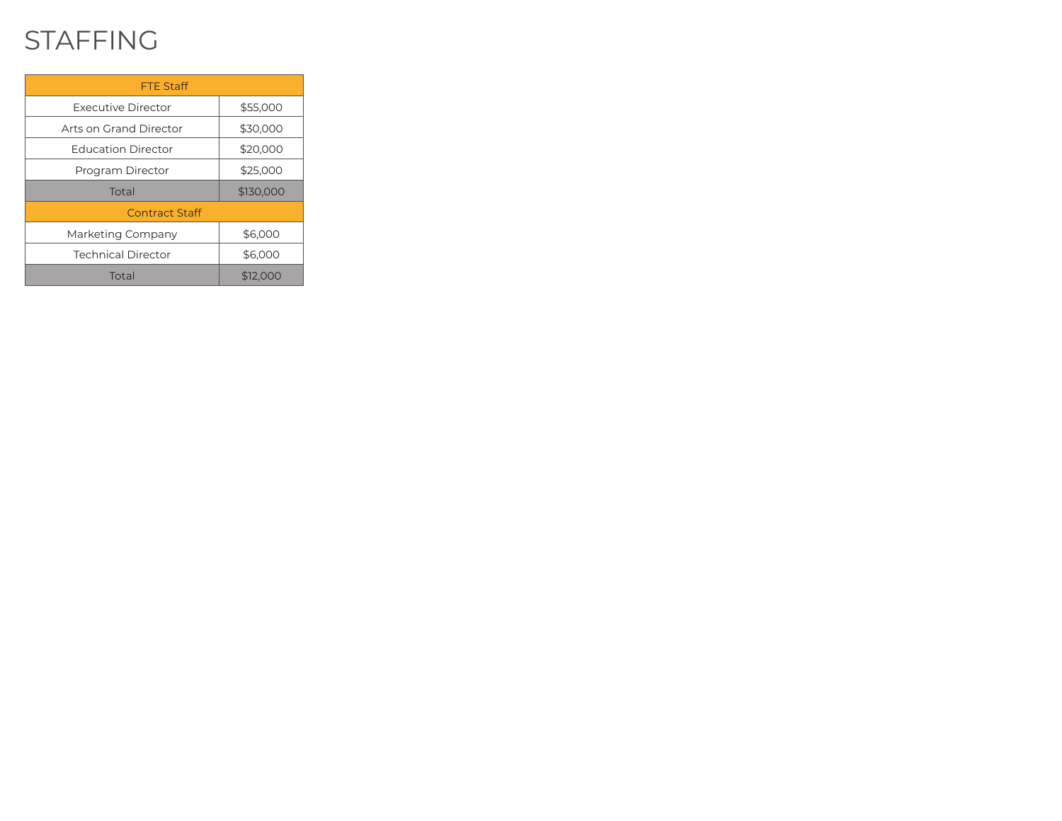# STAFFING

| FTE Staff | |
|---|---|
| Executive Director | $55,000 |
| Arts on Grand Director | $30,000 |
| Education Director | $20,000 |
| Program Director | $25,000 |
| Total | $130,000 |
| Contract Staff | |
| Marketing Company | $6,000 |
| Technical Director | $6,000 |
| Total | $12,000 |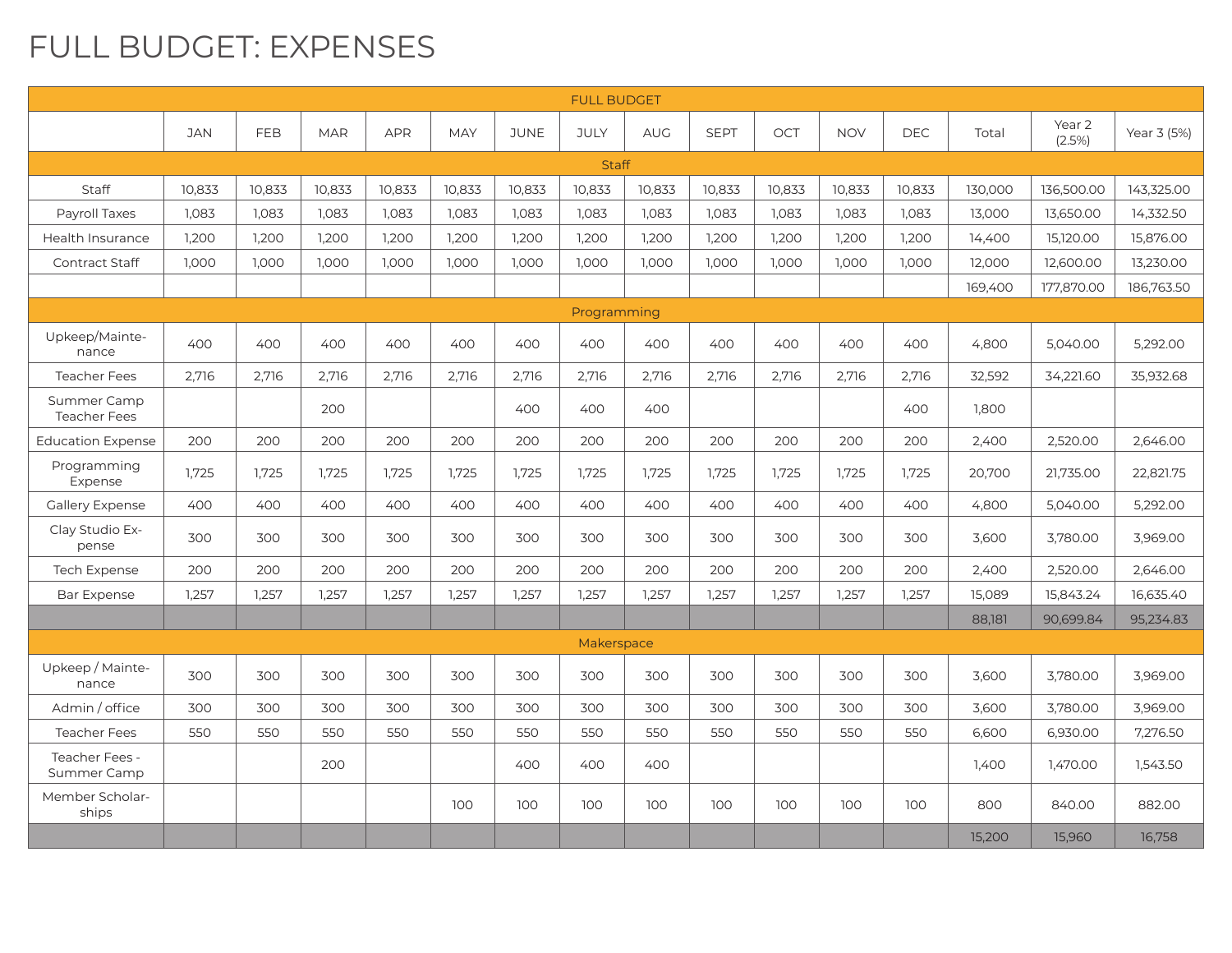# FULL BUDGET: EXPENSES

| FULL BUDGET | | | | | | | | | | | | | | | |
|---|---|---|---|---|---|---|---|---|---|---|---|---|---|---|---|
| | JAN | FEB | MAR | APR | MAY | JUNE | JULY | AUG | SEPT | OCT | NOV | DEC | Total | Year 2 (2.5%) | Year 3 (5%) |
| Staff | | | | | | | | | | | | | | | |
| Staff | 10,833 | 10,833 | 10,833 | 10,833 | 10,833 | 10,833 | 10,833 | 10,833 | 10,833 | 10,833 | 10,833 | 10,833 | 130,000 | 136,500.00 | 143,325.00 |
| Payroll Taxes | 1,083 | 1,083 | 1,083 | 1,083 | 1,083 | 1,083 | 1,083 | 1,083 | 1,083 | 1,083 | 1,083 | 1,083 | 13,000 | 13,650.00 | 14,332.50 |
| Health Insurance | 1,200 | 1,200 | 1,200 | 1,200 | 1,200 | 1,200 | 1,200 | 1,200 | 1,200 | 1,200 | 1,200 | 1,200 | 14,400 | 15,120.00 | 15,876.00 |
| Contract Staff | 1,000 | 1,000 | 1,000 | 1,000 | 1,000 | 1,000 | 1,000 | 1,000 | 1,000 | 1,000 | 1,000 | 1,000 | 12,000 | 12,600.00 | 13,230.00 |
| | | | | | | | | | | | | | 169,400 | 177,870.00 | 186,763.50 |
| Programming | | | | | | | | | | | | | | | |
| Upkeep/Maintenance | 400 | 400 | 400 | 400 | 400 | 400 | 400 | 400 | 400 | 400 | 400 | 400 | 4,800 | 5,040.00 | 5,292.00 |
| Teacher Fees | 2,716 | 2,716 | 2,716 | 2,716 | 2,716 | 2,716 | 2,716 | 2,716 | 2,716 | 2,716 | 2,716 | 2,716 | 32,592 | 34,221.60 | 35,932.68 |
| Summer Camp Teacher Fees | | | 200 | | | 400 | 400 | 400 | | | | 400 | 1,800 | | |
| Education Expense | 200 | 200 | 200 | 200 | 200 | 200 | 200 | 200 | 200 | 200 | 200 | 200 | 2,400 | 2,520.00 | 2,646.00 |
| Programming Expense | 1,725 | 1,725 | 1,725 | 1,725 | 1,725 | 1,725 | 1,725 | 1,725 | 1,725 | 1,725 | 1,725 | 1,725 | 20,700 | 21,735.00 | 22,821.75 |
| Gallery Expense | 400 | 400 | 400 | 400 | 400 | 400 | 400 | 400 | 400 | 400 | 400 | 400 | 4,800 | 5,040.00 | 5,292.00 |
| Clay Studio Expense | 300 | 300 | 300 | 300 | 300 | 300 | 300 | 300 | 300 | 300 | 300 | 300 | 3,600 | 3,780.00 | 3,969.00 |
| Tech Expense | 200 | 200 | 200 | 200 | 200 | 200 | 200 | 200 | 200 | 200 | 200 | 200 | 2,400 | 2,520.00 | 2,646.00 |
| Bar Expense | 1,257 | 1,257 | 1,257 | 1,257 | 1,257 | 1,257 | 1,257 | 1,257 | 1,257 | 1,257 | 1,257 | 1,257 | 15,089 | 15,843.24 | 16,635.40 |
| | | | | | | | | | | | | | 88,181 | 90,699.84 | 95,234.83 |
| Makerspace | | | | | | | | | | | | | | | |
| Upkeep / Maintenance | 300 | 300 | 300 | 300 | 300 | 300 | 300 | 300 | 300 | 300 | 300 | 300 | 3,600 | 3,780.00 | 3,969.00 |
| Admin / office | 300 | 300 | 300 | 300 | 300 | 300 | 300 | 300 | 300 | 300 | 300 | 300 | 3,600 | 3,780.00 | 3,969.00 |
| Teacher Fees | 550 | 550 | 550 | 550 | 550 | 550 | 550 | 550 | 550 | 550 | 550 | 550 | 6,600 | 6,930.00 | 7,276.50 |
| Teacher Fees - Summer Camp | | | 200 | | | 400 | 400 | 400 | | | | | 1,400 | 1,470.00 | 1,543.50 |
| Member Scholarships | | | | | 100 | 100 | 100 | 100 | 100 | 100 | 100 | 100 | 800 | 840.00 | 882.00 |
| | | | | | | | | | | | | | 15,200 | 15,960 | 16,758 |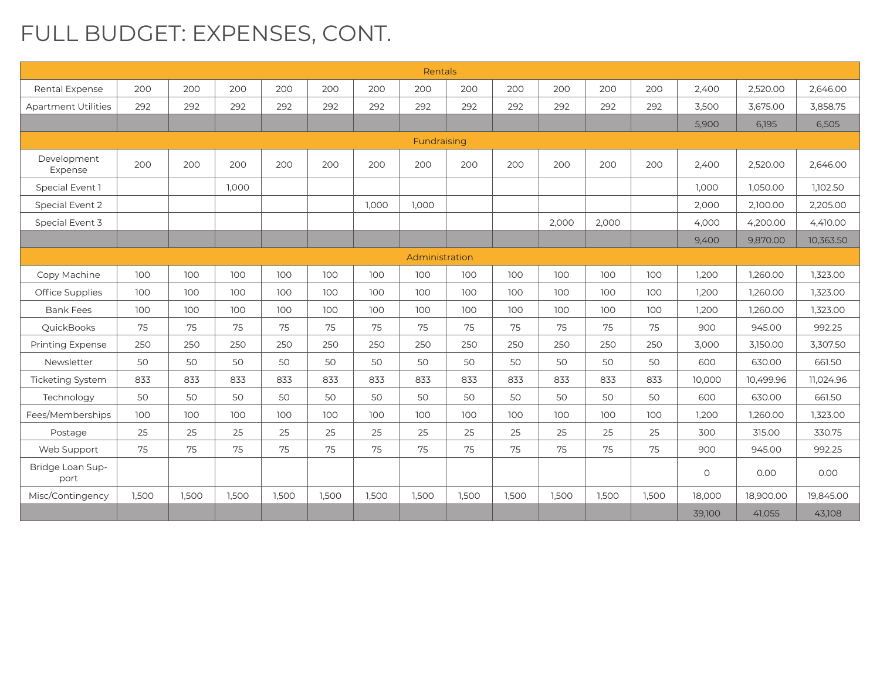# FULL BUDGET: EXPENSES, CONT.

| Rentals | | | | | | | | | | | | | | | |
|---|---|---|---|---|---|---|---|---|---|---|---|---|---|---|---|
| Rental Expense | 200 | 200 | 200 | 200 | 200 | 200 | 200 | 200 | 200 | 200 | 200 | 200 | 2,400 | 2,520.00 | 2,646.00 |
| Apartment Utilities | 292 | 292 | 292 | 292 | 292 | 292 | 292 | 292 | 292 | 292 | 292 | 292 | 3,500 | 3,675.00 | 3,858.75 |
| | | | | | | | | | | | | | 5,900 | 6,195 | 6,505 |
| Fundraising | | | | | | | | | | | | | | | |
| Development Expense | 200 | 200 | 200 | 200 | 200 | 200 | 200 | 200 | 200 | 200 | 200 | 200 | 2,400 | 2,520.00 | 2,646.00 |
| Special Event 1 | | | 1,000 | | | | | | | | | | 1,000 | 1,050.00 | 1,102.50 |
| Special Event 2 | | | | | | 1,000 | 1,000 | | | | | | 2,000 | 2,100.00 | 2,205.00 |
| Special Event 3 | | | | | | | | | | 2,000 | 2,000 | | 4,000 | 4,200.00 | 4,410.00 |
| | | | | | | | | | | | | | 9,400 | 9,870.00 | 10,363.50 |
| Administration | | | | | | | | | | | | | | | |
| Copy Machine | 100 | 100 | 100 | 100 | 100 | 100 | 100 | 100 | 100 | 100 | 100 | 100 | 1,200 | 1,260.00 | 1,323.00 |
| Office Supplies | 100 | 100 | 100 | 100 | 100 | 100 | 100 | 100 | 100 | 100 | 100 | 100 | 1,200 | 1,260.00 | 1,323.00 |
| Bank Fees | 100 | 100 | 100 | 100 | 100 | 100 | 100 | 100 | 100 | 100 | 100 | 100 | 1,200 | 1,260.00 | 1,323.00 |
| QuickBooks | 75 | 75 | 75 | 75 | 75 | 75 | 75 | 75 | 75 | 75 | 75 | 75 | 900 | 945.00 | 992.25 |
| Printing Expense | 250 | 250 | 250 | 250 | 250 | 250 | 250 | 250 | 250 | 250 | 250 | 250 | 3,000 | 3,150.00 | 3,307.50 |
| Newsletter | 50 | 50 | 50 | 50 | 50 | 50 | 50 | 50 | 50 | 50 | 50 | 50 | 600 | 630.00 | 661.50 |
| Ticketing System | 833 | 833 | 833 | 833 | 833 | 833 | 833 | 833 | 833 | 833 | 833 | 833 | 10,000 | 10,499.96 | 11,024.96 |
| Technology | 50 | 50 | 50 | 50 | 50 | 50 | 50 | 50 | 50 | 50 | 50 | 50 | 600 | 630.00 | 661.50 |
| Fees/Memberships | 100 | 100 | 100 | 100 | 100 | 100 | 100 | 100 | 100 | 100 | 100 | 100 | 1,200 | 1,260.00 | 1,323.00 |
| Postage | 25 | 25 | 25 | 25 | 25 | 25 | 25 | 25 | 25 | 25 | 25 | 25 | 300 | 315.00 | 330.75 |
| Web Support | 75 | 75 | 75 | 75 | 75 | 75 | 75 | 75 | 75 | 75 | 75 | 75 | 900 | 945.00 | 992.25 |
| Bridge Loan Support | | | | | | | | | | | | | 0 | 0.00 | 0.00 |
| Misc/Contingency | 1,500 | 1,500 | 1,500 | 1,500 | 1,500 | 1,500 | 1,500 | 1,500 | 1,500 | 1,500 | 1,500 | 1,500 | 18,000 | 18,900.00 | 19,845.00 |
| | | | | | | | | | | | | | 39,100 | 41,055 | 43,108 |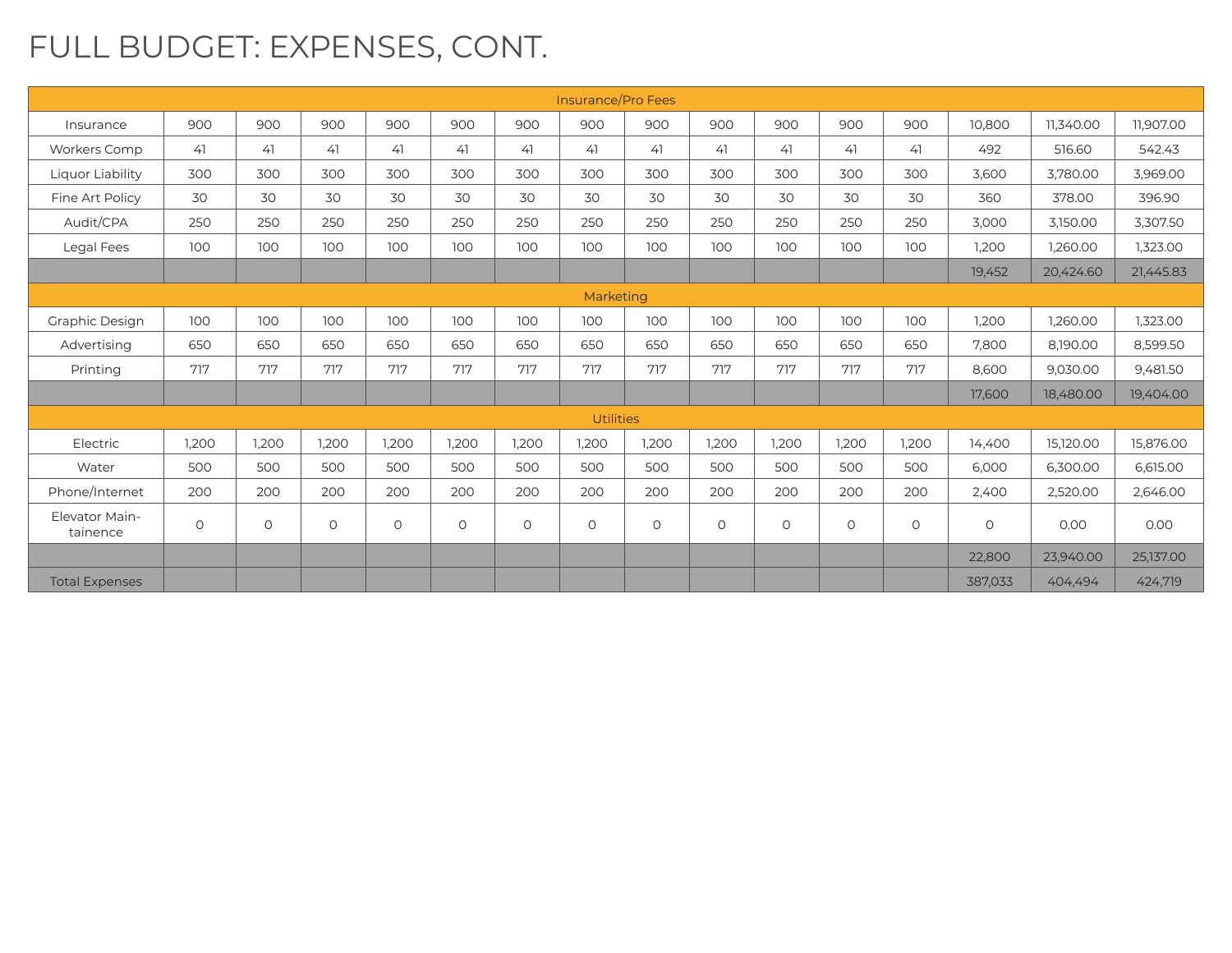# FULL BUDGET: EXPENSES, CONT.

| | | | | | | | | | | | | | | | |
|---|---|---|---|---|---|---|---|---|---|---|---|---|---|---|---|
| Insurance/Pro Fees | | | | | | | | | | | | | | | |
| Insurance | 900 | 900 | 900 | 900 | 900 | 900 | 900 | 900 | 900 | 900 | 900 | 900 | 10,800 | 11,340.00 | 11,907.00 |
| Workers Comp | 41 | 41 | 41 | 41 | 41 | 41 | 41 | 41 | 41 | 41 | 41 | 41 | 492 | 516.60 | 542.43 |
| Liquor Liability | 300 | 300 | 300 | 300 | 300 | 300 | 300 | 300 | 300 | 300 | 300 | 300 | 3,600 | 3,780.00 | 3,969.00 |
| Fine Art Policy | 30 | 30 | 30 | 30 | 30 | 30 | 30 | 30 | 30 | 30 | 30 | 30 | 360 | 378.00 | 396.90 |
| Audit/CPA | 250 | 250 | 250 | 250 | 250 | 250 | 250 | 250 | 250 | 250 | 250 | 250 | 3,000 | 3,150.00 | 3,307.50 |
| Legal Fees | 100 | 100 | 100 | 100 | 100 | 100 | 100 | 100 | 100 | 100 | 100 | 100 | 1,200 | 1,260.00 | 1,323.00 |
| | | | | | | | | | | | | | 19,452 | 20,424.60 | 21,445.83 |
| Marketing | | | | | | | | | | | | | | | |
| Graphic Design | 100 | 100 | 100 | 100 | 100 | 100 | 100 | 100 | 100 | 100 | 100 | 100 | 1,200 | 1,260.00 | 1,323.00 |
| Advertising | 650 | 650 | 650 | 650 | 650 | 650 | 650 | 650 | 650 | 650 | 650 | 650 | 7,800 | 8,190.00 | 8,599.50 |
| Printing | 717 | 717 | 717 | 717 | 717 | 717 | 717 | 717 | 717 | 717 | 717 | 717 | 8,600 | 9,030.00 | 9,481.50 |
| | | | | | | | | | | | | | 17,600 | 18,480.00 | 19,404.00 |
| Utilities | | | | | | | | | | | | | | | |
| Electric | 1,200 | 1,200 | 1,200 | 1,200 | 1,200 | 1,200 | 1,200 | 1,200 | 1,200 | 1,200 | 1,200 | 1,200 | 14,400 | 15,120.00 | 15,876.00 |
| Water | 500 | 500 | 500 | 500 | 500 | 500 | 500 | 500 | 500 | 500 | 500 | 500 | 6,000 | 6,300.00 | 6,615.00 |
| Phone/Internet | 200 | 200 | 200 | 200 | 200 | 200 | 200 | 200 | 200 | 200 | 200 | 200 | 2,400 | 2,520.00 | 2,646.00 |
| Elevator Maintainence | 0 | 0 | 0 | 0 | 0 | 0 | 0 | 0 | 0 | 0 | 0 | 0 | 0 | 0.00 | 0.00 |
| | | | | | | | | | | | | | 22,800 | 23,940.00 | 25,137.00 |
| Total Expenses | | | | | | | | | | | | | 387,033 | 404,494 | 424,719 |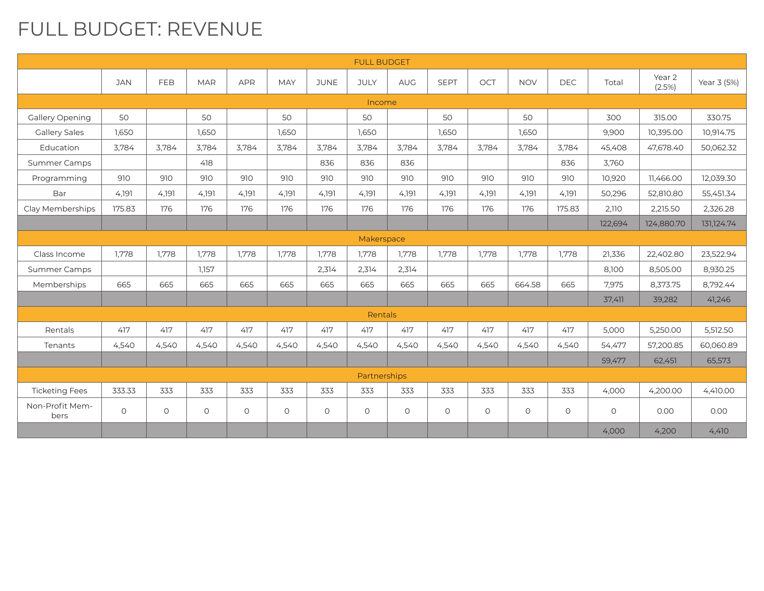# FULL BUDGET: REVENUE

| FULL BUDGET | | | | | | | | | | | | | | | |
|---|---|---|---|---|---|---|---|---|---|---|---|---|---|---|---|
| | JAN | FEB | MAR | APR | MAY | JUNE | JULY | AUG | SEPT | OCT | NOV | DEC | Total | Year 2 (2.5%) | Year 3 (5%) |
| Income | | | | | | | | | | | | | | | |
| Gallery Opening | 50 | | 50 | | 50 | | 50 | | 50 | | 50 | | 300 | 315.00 | 330.75 |
| Gallery Sales | 1,650 | | 1,650 | | 1,650 | | 1,650 | | 1,650 | | 1,650 | | 9,900 | 10,395.00 | 10,914.75 |
| Education | 3,784 | 3,784 | 3,784 | 3,784 | 3,784 | 3,784 | 3,784 | 3,784 | 3,784 | 3,784 | 3,784 | 3,784 | 45,408 | 47,678.40 | 50,062.32 |
| Summer Camps | | | 418 | | | 836 | 836 | 836 | | | | 836 | 3,760 | | |
| Programming | 910 | 910 | 910 | 910 | 910 | 910 | 910 | 910 | 910 | 910 | 910 | 910 | 10,920 | 11,466.00 | 12,039.30 |
| Bar | 4,191 | 4,191 | 4,191 | 4,191 | 4,191 | 4,191 | 4,191 | 4,191 | 4,191 | 4,191 | 4,191 | 4,191 | 50,296 | 52,810.80 | 55,451.34 |
| Clay Memberships | 175.83 | 176 | 176 | 176 | 176 | 176 | 176 | 176 | 176 | 176 | 176 | 175.83 | 2,110 | 2,215.50 | 2,326.28 |
| | | | | | | | | | | | | | 122,694 | 124,880.70 | 131,124.74 |
| Makerspace | | | | | | | | | | | | | | | |
| Class Income | 1,778 | 1,778 | 1,778 | 1,778 | 1,778 | 1,778 | 1,778 | 1,778 | 1,778 | 1,778 | 1,778 | 1,778 | 21,336 | 22,402.80 | 23,522.94 |
| Summer Camps | | | 1,157 | | | 2,314 | 2,314 | 2,314 | | | | | 8,100 | 8,505.00 | 8,930.25 |
| Memberships | 665 | 665 | 665 | 665 | 665 | 665 | 665 | 665 | 665 | 665 | 664.58 | 665 | 7,975 | 8,373.75 | 8,792.44 |
| | | | | | | | | | | | | | 37,411 | 39,282 | 41,246 |
| Rentals | | | | | | | | | | | | | | | |
| Rentals | 417 | 417 | 417 | 417 | 417 | 417 | 417 | 417 | 417 | 417 | 417 | 417 | 5,000 | 5,250.00 | 5,512.50 |
| Tenants | 4,540 | 4,540 | 4,540 | 4,540 | 4,540 | 4,540 | 4,540 | 4,540 | 4,540 | 4,540 | 4,540 | 4,540 | 54,477 | 57,200.85 | 60,060.89 |
| | | | | | | | | | | | | | 59,477 | 62,451 | 65,573 |
| Partnerships | | | | | | | | | | | | | | | |
| Ticketing Fees | 333.33 | 333 | 333 | 333 | 333 | 333 | 333 | 333 | 333 | 333 | 333 | 333 | 4,000 | 4,200.00 | 4,410.00 |
| Non-Profit Members | 0 | 0 | 0 | 0 | 0 | 0 | 0 | 0 | 0 | 0 | 0 | 0 | 0 | 0.00 | 0.00 |
| | | | | | | | | | | | | | 4,000 | 4,200 | 4,410 |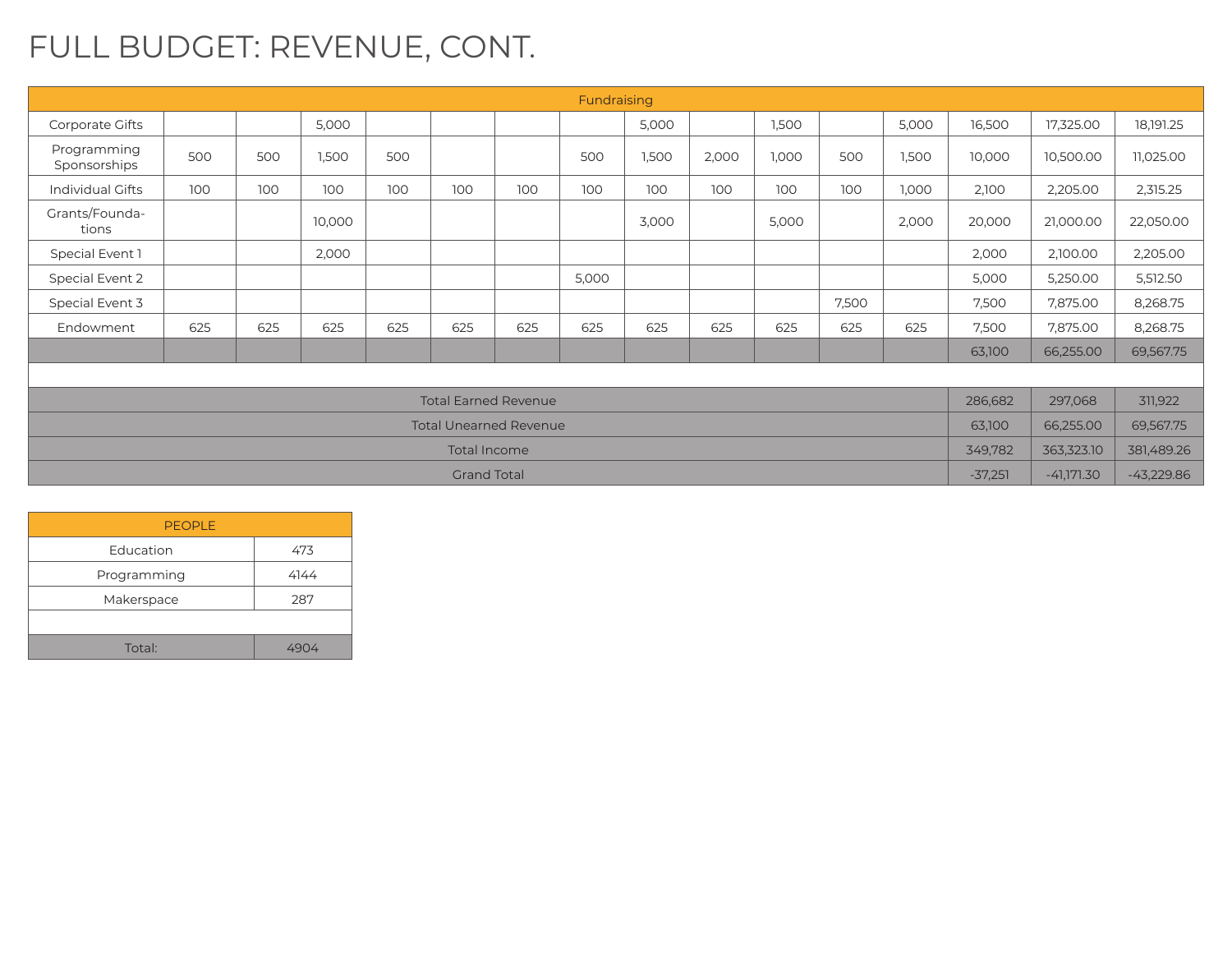# FULL BUDGET: REVENUE, CONT.

| Fundraising | | | | | | | | | | | | | | | |
|---|---|---|---|---|---|---|---|---|---|---|---|---|---|---|---|
| Corporate Gifts | | | 5,000 | | | | | 5,000 | | 1,500 | | 5,000 | 16,500 | 17,325.00 | 18,191.25 |
| Programming Sponsorships | 500 | 500 | 1,500 | 500 | | | 500 | 1,500 | 2,000 | 1,000 | 500 | 1,500 | 10,000 | 10,500.00 | 11,025.00 |
| Individual Gifts | 100 | 100 | 100 | 100 | 100 | 100 | 100 | 100 | 100 | 100 | 100 | 1,000 | 2,100 | 2,205.00 | 2,315.25 |
| Grants/Foundations | | | 10,000 | | | | | 3,000 | | 5,000 | | 2,000 | 20,000 | 21,000.00 | 22,050.00 |
| Special Event 1 | | | 2,000 | | | | | | | | | | 2,000 | 2,100.00 | 2,205.00 |
| Special Event 2 | | | | | | | 5,000 | | | | | | 5,000 | 5,250.00 | 5,512.50 |
| Special Event 3 | | | | | | | | | | | 7,500 | | 7,500 | 7,875.00 | 8,268.75 |
| Endowment | 625 | 625 | 625 | 625 | 625 | 625 | 625 | 625 | 625 | 625 | 625 | 625 | 7,500 | 7,875.00 | 8,268.75 |
| | | | | | | | | | | | | | 63,100 | 66,255.00 | 69,567.75 |
| | | | | | | | | | | | | | | | |
| Total Earned Revenue | | | | | | | | | | | | | 286,682 | 297,068 | 311,922 |
| Total Unearned Revenue | | | | | | | | | | | | | 63,100 | 66,255.00 | 69,567.75 |
| Total Income | | | | | | | | | | | | | 349,782 | 363,323.10 | 381,489.26 |
| Grand Total | | | | | | | | | | | | | -37,251 | -41,171.30 | -43,229.86 |

| PEOPLE | |
|---|---|
| Education | 473 |
| Programming | 4144 |
| Makerspace | 287 |
| | |
| Total: | 4904 |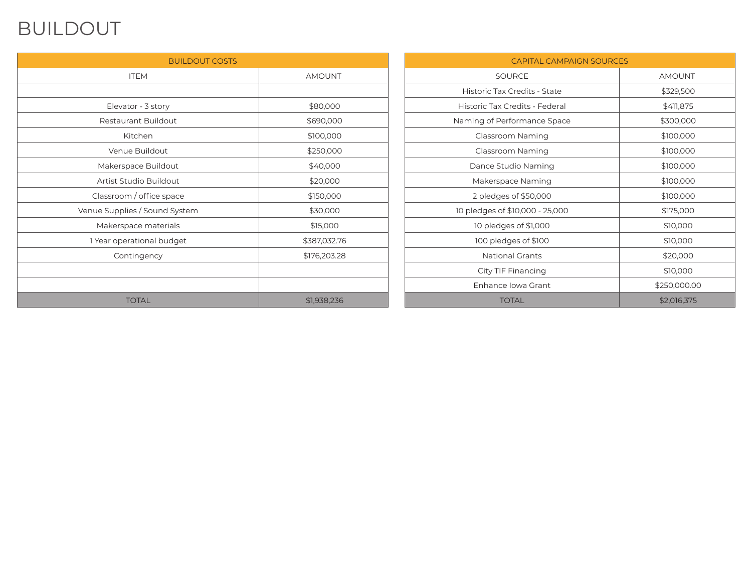# BUILDOUT

| BUILDOUT COSTS | |
|---|---|
| ITEM | AMOUNT |
| | |
| Elevator - 3 story | $80,000 |
| Restaurant Buildout | $690,000 |
| Kitchen | $100,000 |
| Venue Buildout | $250,000 |
| Makerspace Buildout | $40,000 |
| Artist Studio Buildout | $20,000 |
| Classroom / office space | $150,000 |
| Venue Supplies / Sound System | $30,000 |
| Makerspace materials | $15,000 |
| 1 Year operational budget | $387,032.76 |
| Contingency | $176,203.28 |
| | |
| | |
| TOTAL | $1,938,236 |

| CAPITAL CAMPAIGN SOURCES | |
|---|---|
| SOURCE | AMOUNT |
| Historic Tax Credits - State | $329,500 |
| Historic Tax Credits - Federal | $411,875 |
| Naming of Performance Space | $300,000 |
| Classroom Naming | $100,000 |
| Classroom Naming | $100,000 |
| Dance Studio Naming | $100,000 |
| Makerspace Naming | $100,000 |
| 2 pledges of $50,000 | $100,000 |
| 10 pledges of $10,000 - 25,000 | $175,000 |
| 10 pledges of $1,000 | $10,000 |
| 100 pledges of $100 | $10,000 |
| National Grants | $20,000 |
| City TIF Financing | $10,000 |
| Enhance Iowa Grant | $250,000.00 |
| TOTAL | $2,016,375 |